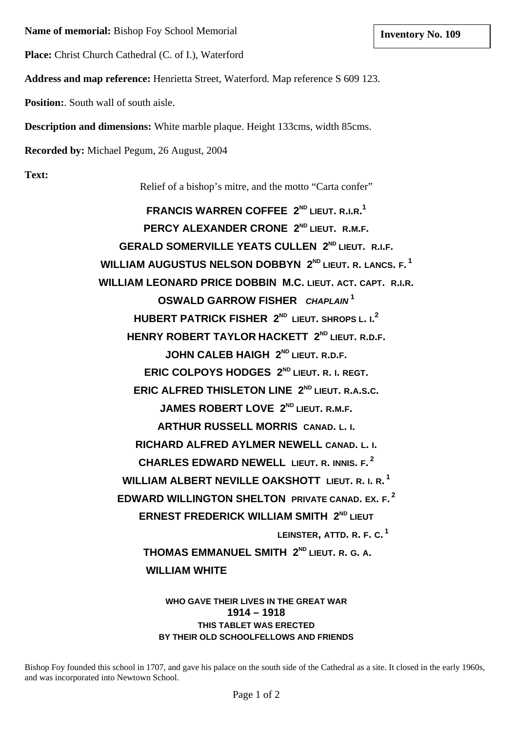**Name of memorial:** Bishop Foy School Memorial

**Inventory No. 109**

**Place:** Christ Church Cathedral (C. of I.), Waterford

**Address and map reference:** Henrietta Street, Waterford. Map reference S 609 123.

**Position:**. South wall of south aisle.

**Description and dimensions:** White marble plaque. Height 133cms, width 85cms.

**Recorded by:** Michael Pegum, 26 August, 2004

**Text:**

Relief of a bishop's mitre, and the motto "Carta confer"

**FRANCIS WARREN COFFEE 2ND LIEUT. R.I.R.** [1]

**PERCY ALEXANDER CRONE 2ND LIEUT. R.M.F.**

**GERALD SOMERVILLE YEATS CULLEN 2ND LIEUT. R.I.F.**

**WILLIAM AUGUSTUS NELSON DOBBYN 2ND LIEUT. R. LANCS. F.** [1]

**WILLIAM LEONARD PRICE DOBBIN M.C. LIEUT. ACT. CAPT. R.I.R.**

**OSWALD GARROW FISHER *CHAPLAIN*** [1]

**HUBERT PATRICK FISHER 2ND LIEUT. SHROPS L. I.** [2]

**HENRY ROBERT TAYLOR HACKETT 2ND LIEUT. R.D.F.**

**JOHN CALEB HAIGH 2ND LIEUT. R.D.F.**

**ERIC COLPOYS HODGES 2ND LIEUT. R. I. REGT.**

**ERIC ALFRED THISLETON LINE 2ND LIEUT. R.A.S.C.**

**JAMES ROBERT LOVE 2ND LIEUT. R.M.F.**

**ARTHUR RUSSELL MORRIS CANAD. L. I.**

**RICHARD ALFRED AYLMER NEWELL CANAD. L. I.**

**CHARLES EDWARD NEWELL LIEUT. R. INNIS. F.** [2]

**WILLIAM ALBERT NEVILLE OAKSHOTT LIEUT. R. I. R.** [1]

**EDWARD WILLINGTON SHELTON PRIVATE CANAD. EX. F.** [2]

**ERNEST FREDERICK WILLIAM SMITH 2ND LIEUT**
**LEINSTER, ATTD. R. F. C.** [1]

**THOMAS EMMANUEL SMITH 2ND LIEUT. R. G. A.**

**WILLIAM WHITE**

**WHO GAVE THEIR LIVES IN THE GREAT WAR**
**1914 – 1918**
**THIS TABLET WAS ERECTED**
**BY THEIR OLD SCHOOLFELLOWS AND FRIENDS**

Bishop Foy founded this school in 1707, and gave his palace on the south side of the Cathedral as a site. It closed in the early 1960s, and was incorporated into Newtown School.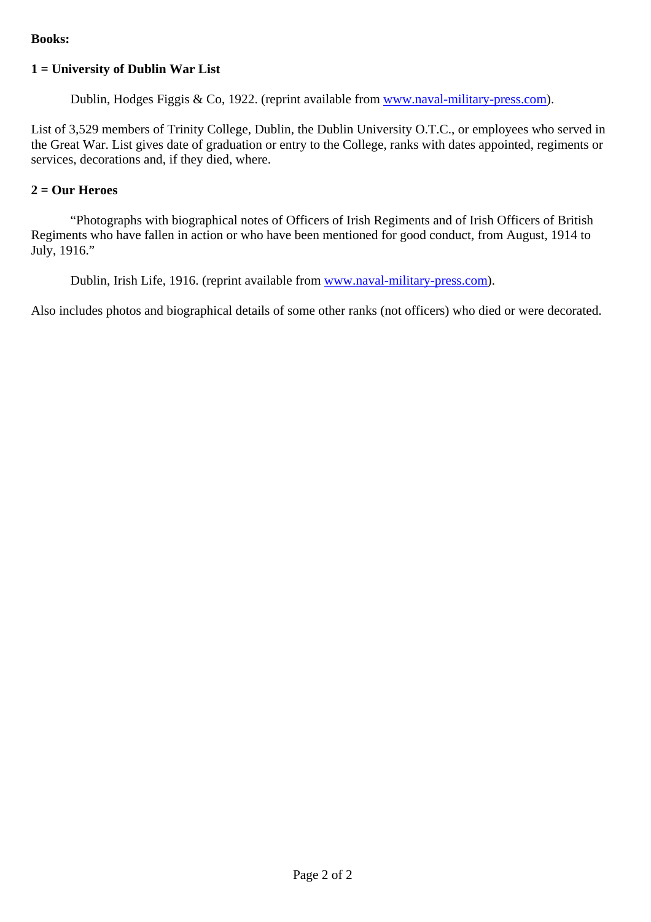**Books:**

**1 = University of Dublin War List**

Dublin, Hodges Figgis & Co, 1922. (reprint available from www.naval-military-press.com).

List of 3,529 members of Trinity College, Dublin, the Dublin University O.T.C., or employees who served in the Great War. List gives date of graduation or entry to the College, ranks with dates appointed, regiments or services, decorations and, if they died, where.

**2 = Our Heroes**

"Photographs with biographical notes of Officers of Irish Regiments and of Irish Officers of British Regiments who have fallen in action or who have been mentioned for good conduct, from August, 1914 to July, 1916."

Dublin, Irish Life, 1916. (reprint available from www.naval-military-press.com).

Also includes photos and biographical details of some other ranks (not officers) who died or were decorated.